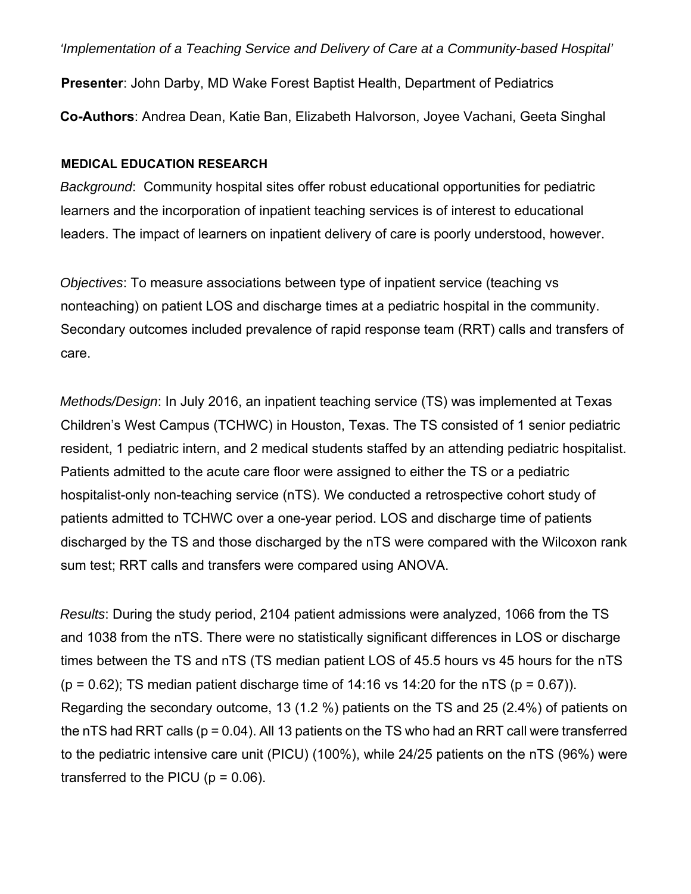*'Implementation of a Teaching Service and Delivery of Care at a Community-based Hospital'*

**Presenter**: John Darby, MD Wake Forest Baptist Health, Department of Pediatrics

**Co-Authors**: Andrea Dean, Katie Ban, Elizabeth Halvorson, Joyee Vachani, Geeta Singhal

**MEDICAL EDUCATION RESEARCH**

*Background*: Community hospital sites offer robust educational opportunities for pediatric learners and the incorporation of inpatient teaching services is of interest to educational leaders. The impact of learners on inpatient delivery of care is poorly understood, however.

*Objectives*: To measure associations between type of inpatient service (teaching vs nonteaching) on patient LOS and discharge times at a pediatric hospital in the community. Secondary outcomes included prevalence of rapid response team (RRT) calls and transfers of care.

*Methods/Design*: In July 2016, an inpatient teaching service (TS) was implemented at Texas Children's West Campus (TCHWC) in Houston, Texas. The TS consisted of 1 senior pediatric resident, 1 pediatric intern, and 2 medical students staffed by an attending pediatric hospitalist. Patients admitted to the acute care floor were assigned to either the TS or a pediatric hospitalist-only non-teaching service (nTS). We conducted a retrospective cohort study of patients admitted to TCHWC over a one-year period. LOS and discharge time of patients discharged by the TS and those discharged by the nTS were compared with the Wilcoxon rank sum test; RRT calls and transfers were compared using ANOVA.

*Results*: During the study period, 2104 patient admissions were analyzed, 1066 from the TS and 1038 from the nTS. There were no statistically significant differences in LOS or discharge times between the TS and nTS (TS median patient LOS of 45.5 hours vs 45 hours for the nTS ($p = 0.62$); TS median patient discharge time of 14:16 vs 14:20 for the nTS ($p = 0.67$)). Regarding the secondary outcome, 13 (1.2 %) patients on the TS and 25 (2.4%) of patients on the nTS had RRT calls ($p = 0.04$). All 13 patients on the TS who had an RRT call were transferred to the pediatric intensive care unit (PICU) (100%), while 24/25 patients on the nTS (96%) were transferred to the PICU ($p = 0.06$).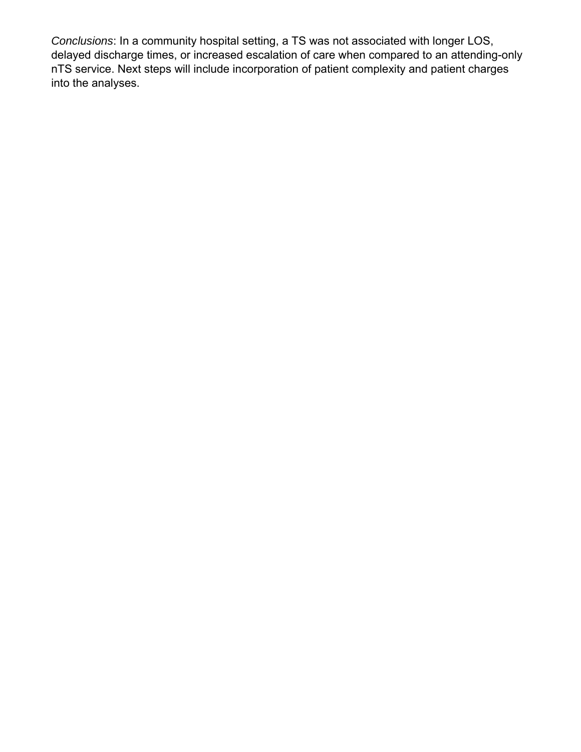*Conclusions*: In a community hospital setting, a TS was not associated with longer LOS, delayed discharge times, or increased escalation of care when compared to an attending-only nTS service. Next steps will include incorporation of patient complexity and patient charges into the analyses.